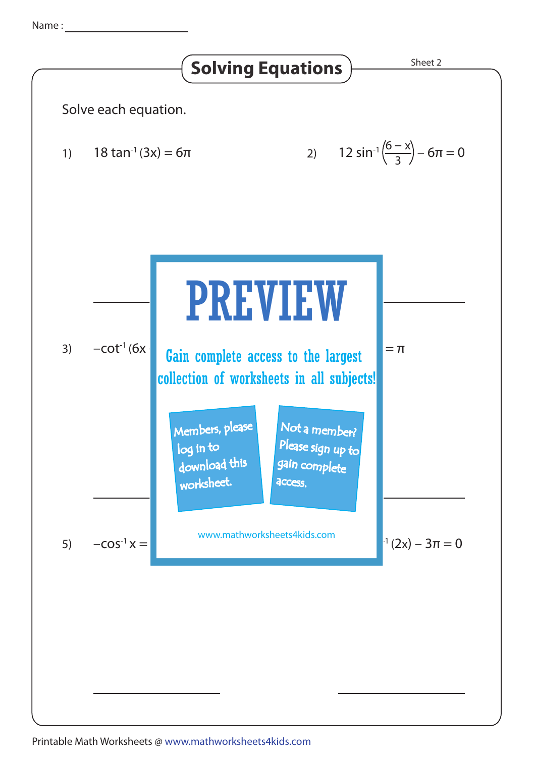Name : ___________________

# Solving Equations

Sheet 2

Solve each equation.

1) $18 \tan^{-1}(3x) = 6\pi$

2) $12 \sin^{-1}\left(\frac{6 - x}{3}\right) - 6\pi = 0$

______________ ______________

3) $-\cot^{-1}(6x$ ... $= \pi$

# PREVIEW

Gain complete access to the largest collection of worksheets in all subjects!

Members, please log in to download this worksheet.

Not a member? Please sign up to gain complete access.

www.mathworksheets4kids.com

______________ ______________

5) $-\cos^{-1} x =$ ... $^{-1}(2x) - 3\pi = 0$

______________ ______________

Printable Math Worksheets @ www.mathworksheets4kids.com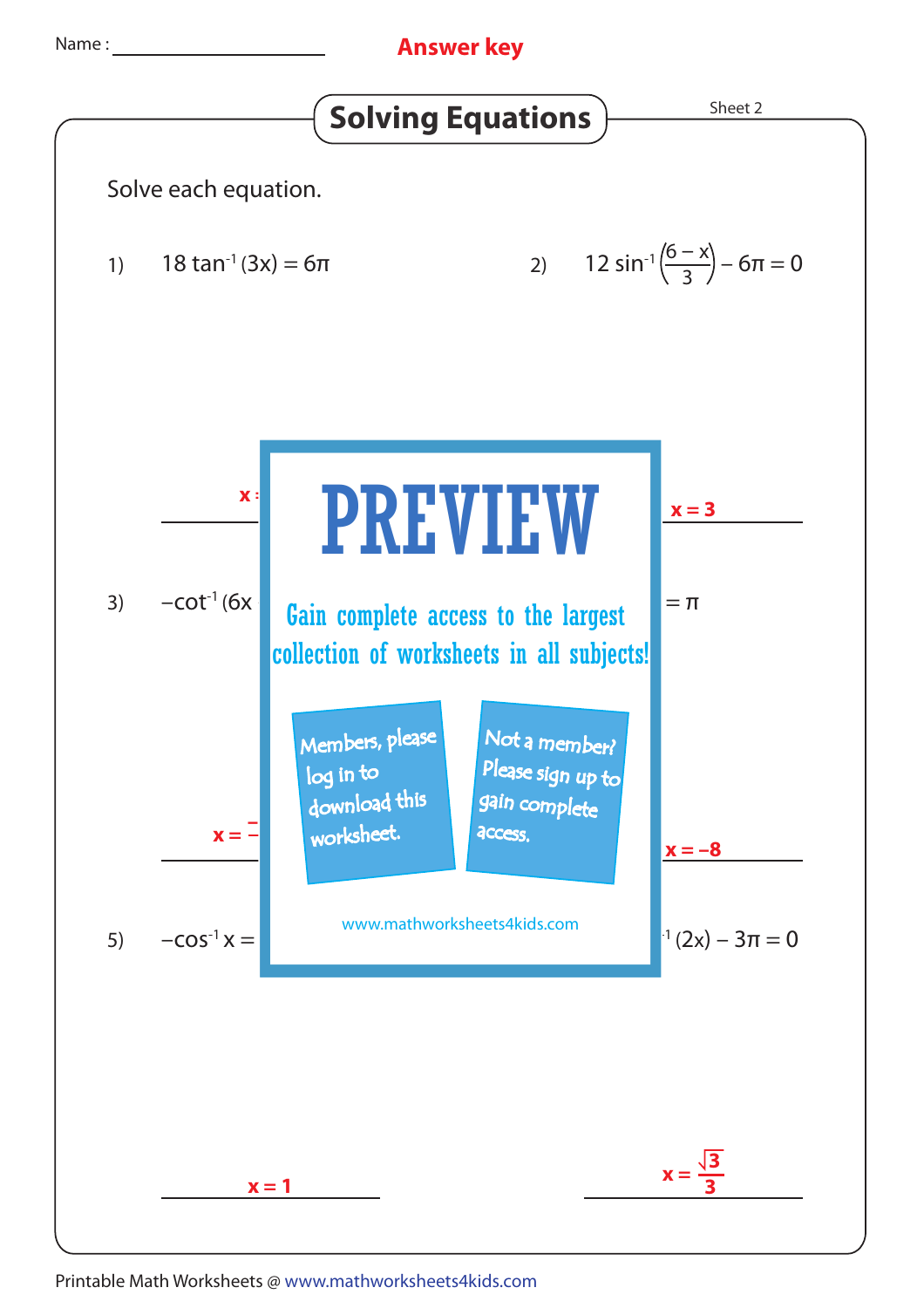Name : ____________________

**Answer key**

# Solving Equations

Sheet 2

Solve each equation.

1) $18\tan^{-1}(3x) = 6\pi$

**x =** ____________________

2) $12\sin^{-1}\left(\frac{6-x}{3}\right) - 6\pi = 0$

**x = 3**

3) $-\cot^{-1}(6x$ ... $= \pi$

**x = −** ____________________

**x = −8**

5) $-\cos^{-1}x =$ ... $^{-1}(2x) - 3\pi = 0$

**x = 1**

$\mathbf{x = \frac{\sqrt{3}}{3}}$

PREVIEW

Gain complete access to the largest collection of worksheets in all subjects!

Members, please log in to download this worksheet.

Not a member? Please sign up to gain complete access.

www.mathworksheets4kids.com

Printable Math Worksheets @ www.mathworksheets4kids.com